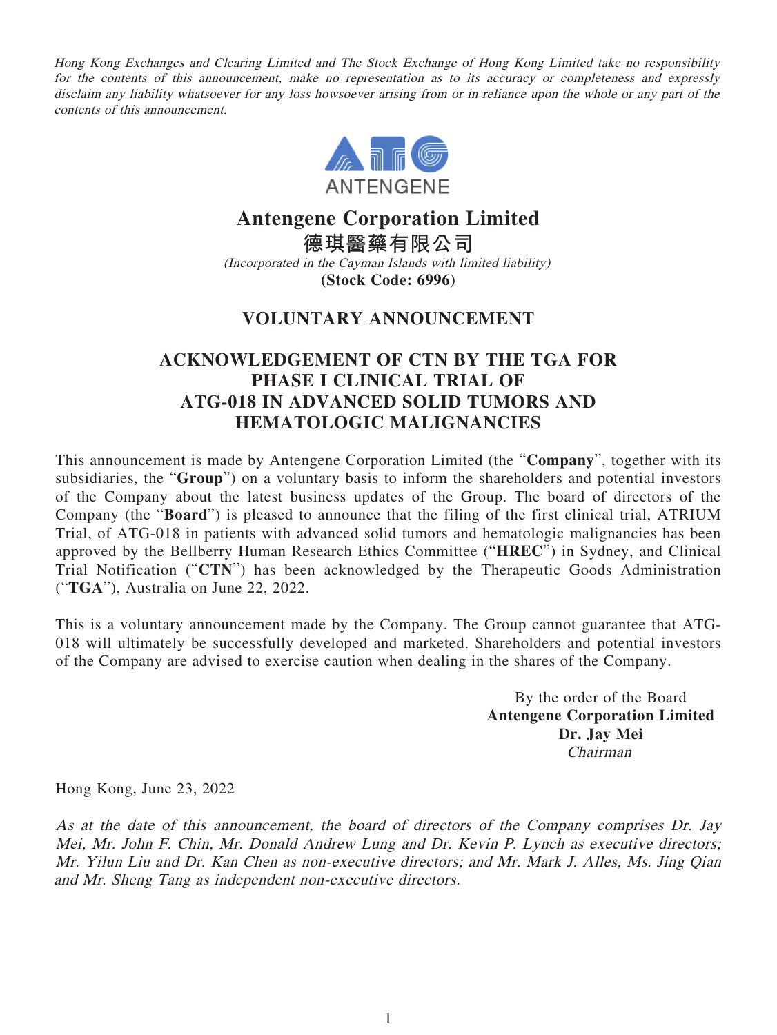*Hong Kong Exchanges and Clearing Limited and The Stock Exchange of Hong Kong Limited take no responsibility for the contents of this announcement, make no representation as to its accuracy or completeness and expressly disclaim any liability whatsoever for any loss howsoever arising from or in reliance upon the whole or any part of the contents of this announcement.*

ANTENGENE

# Antengene Corporation Limited

# 德琪醫藥有限公司

*(Incorporated in the Cayman Islands with limited liability)*

**(Stock Code: 6996)**

## VOLUNTARY ANNOUNCEMENT

## ACKNOWLEDGEMENT OF CTN BY THE TGA FOR PHASE I CLINICAL TRIAL OF ATG-018 IN ADVANCED SOLID TUMORS AND HEMATOLOGIC MALIGNANCIES

This announcement is made by Antengene Corporation Limited (the "**Company**", together with its subsidiaries, the "**Group**") on a voluntary basis to inform the shareholders and potential investors of the Company about the latest business updates of the Group. The board of directors of the Company (the "**Board**") is pleased to announce that the filing of the first clinical trial, ATRIUM Trial, of ATG-018 in patients with advanced solid tumors and hematologic malignancies has been approved by the Bellberry Human Research Ethics Committee ("**HREC**") in Sydney, and Clinical Trial Notification ("**CTN**") has been acknowledged by the Therapeutic Goods Administration ("**TGA**"), Australia on June 22, 2022.

This is a voluntary announcement made by the Company. The Group cannot guarantee that ATG-018 will ultimately be successfully developed and marketed. Shareholders and potential investors of the Company are advised to exercise caution when dealing in the shares of the Company.

By the order of the Board
**Antengene Corporation Limited**
**Dr. Jay Mei**
*Chairman*

Hong Kong, June 23, 2022

*As at the date of this announcement, the board of directors of the Company comprises Dr. Jay Mei, Mr. John F. Chin, Mr. Donald Andrew Lung and Dr. Kevin P. Lynch as executive directors; Mr. Yilun Liu and Dr. Kan Chen as non-executive directors; and Mr. Mark J. Alles, Ms. Jing Qian and Mr. Sheng Tang as independent non-executive directors.*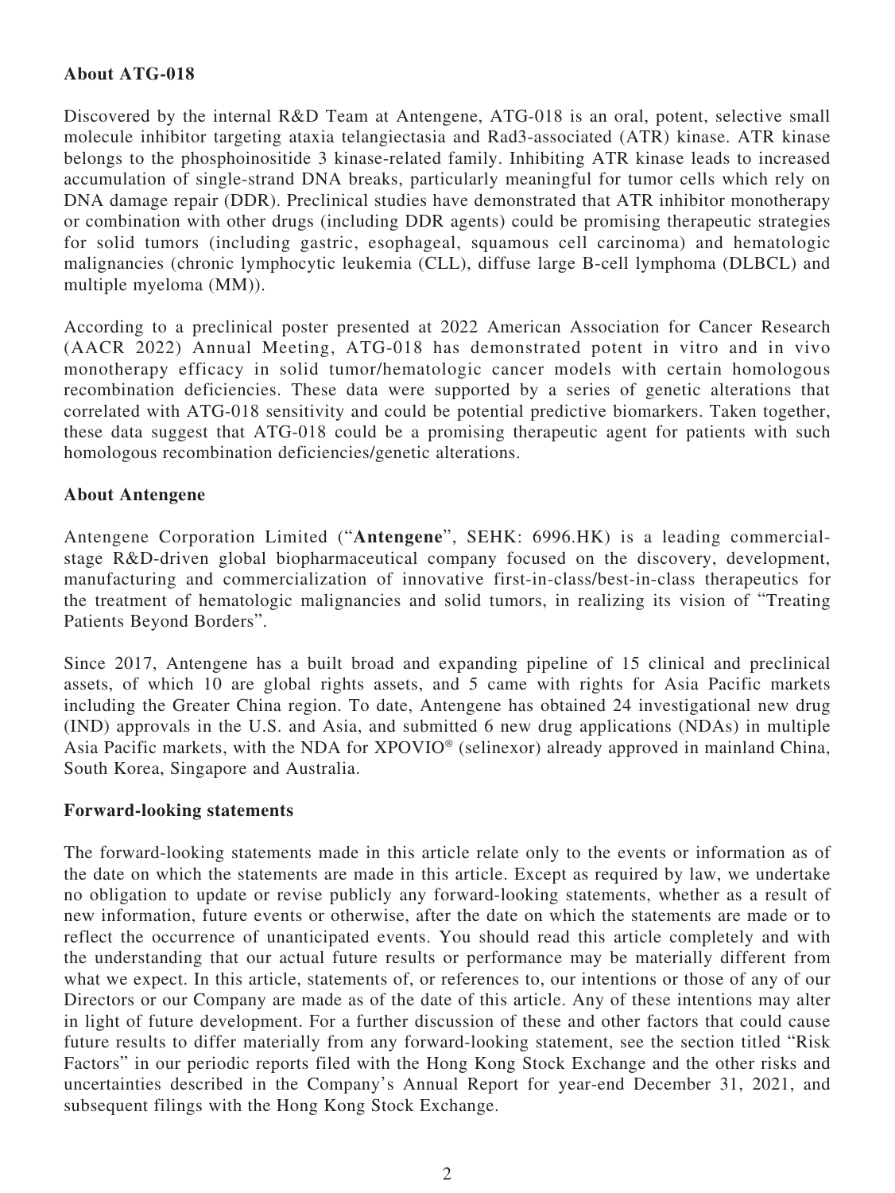**About ATG-018**

Discovered by the internal R&D Team at Antengene, ATG-018 is an oral, potent, selective small molecule inhibitor targeting ataxia telangiectasia and Rad3-associated (ATR) kinase. ATR kinase belongs to the phosphoinositide 3 kinase-related family. Inhibiting ATR kinase leads to increased accumulation of single-strand DNA breaks, particularly meaningful for tumor cells which rely on DNA damage repair (DDR). Preclinical studies have demonstrated that ATR inhibitor monotherapy or combination with other drugs (including DDR agents) could be promising therapeutic strategies for solid tumors (including gastric, esophageal, squamous cell carcinoma) and hematologic malignancies (chronic lymphocytic leukemia (CLL), diffuse large B-cell lymphoma (DLBCL) and multiple myeloma (MM)).

According to a preclinical poster presented at 2022 American Association for Cancer Research (AACR 2022) Annual Meeting, ATG-018 has demonstrated potent in vitro and in vivo monotherapy efficacy in solid tumor/hematologic cancer models with certain homologous recombination deficiencies. These data were supported by a series of genetic alterations that correlated with ATG-018 sensitivity and could be potential predictive biomarkers. Taken together, these data suggest that ATG-018 could be a promising therapeutic agent for patients with such homologous recombination deficiencies/genetic alterations.

**About Antengene**

Antengene Corporation Limited ("**Antengene**", SEHK: 6996.HK) is a leading commercial-stage R&D-driven global biopharmaceutical company focused on the discovery, development, manufacturing and commercialization of innovative first-in-class/best-in-class therapeutics for the treatment of hematologic malignancies and solid tumors, in realizing its vision of "Treating Patients Beyond Borders".

Since 2017, Antengene has a built broad and expanding pipeline of 15 clinical and preclinical assets, of which 10 are global rights assets, and 5 came with rights for Asia Pacific markets including the Greater China region. To date, Antengene has obtained 24 investigational new drug (IND) approvals in the U.S. and Asia, and submitted 6 new drug applications (NDAs) in multiple Asia Pacific markets, with the NDA for XPOVIO® (selinexor) already approved in mainland China, South Korea, Singapore and Australia.

**Forward-looking statements**

The forward-looking statements made in this article relate only to the events or information as of the date on which the statements are made in this article. Except as required by law, we undertake no obligation to update or revise publicly any forward-looking statements, whether as a result of new information, future events or otherwise, after the date on which the statements are made or to reflect the occurrence of unanticipated events. You should read this article completely and with the understanding that our actual future results or performance may be materially different from what we expect. In this article, statements of, or references to, our intentions or those of any of our Directors or our Company are made as of the date of this article. Any of these intentions may alter in light of future development. For a further discussion of these and other factors that could cause future results to differ materially from any forward-looking statement, see the section titled "Risk Factors" in our periodic reports filed with the Hong Kong Stock Exchange and the other risks and uncertainties described in the Company's Annual Report for year-end December 31, 2021, and subsequent filings with the Hong Kong Stock Exchange.